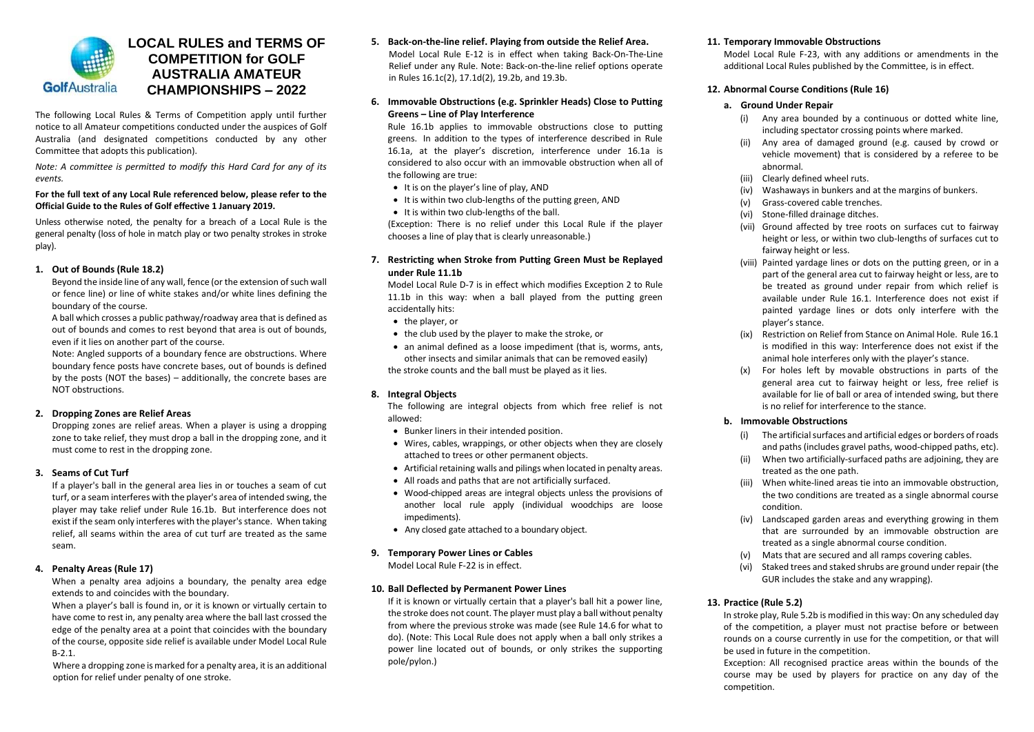# LOCAL RULES and TERMS OF COMPETITION for GOLF AUSTRALIA AMATEUR CHAMPIONSHIPS – 2022

The following Local Rules & Terms of Competition apply until further notice to all Amateur competitions conducted under the auspices of Golf Australia (and designated competitions conducted by any other Committee that adopts this publication).

*Note: A committee is permitted to modify this Hard Card for any of its events.*

**For the full text of any Local Rule referenced below, please refer to the Official Guide to the Rules of Golf effective 1 January 2019.**

Unless otherwise noted, the penalty for a breach of a Local Rule is the general penalty (loss of hole in match play or two penalty strokes in stroke play).

### 1. Out of Bounds (Rule 18.2)

Beyond the inside line of any wall, fence (or the extension of such wall or fence line) or line of white stakes and/or white lines defining the boundary of the course.

A ball which crosses a public pathway/roadway area that is defined as out of bounds and comes to rest beyond that area is out of bounds, even if it lies on another part of the course.

Note: Angled supports of a boundary fence are obstructions. Where boundary fence posts have concrete bases, out of bounds is defined by the posts (NOT the bases) – additionally, the concrete bases are NOT obstructions.

### 2. Dropping Zones are Relief Areas

Dropping zones are relief areas. When a player is using a dropping zone to take relief, they must drop a ball in the dropping zone, and it must come to rest in the dropping zone.

### 3. Seams of Cut Turf

If a player's ball in the general area lies in or touches a seam of cut turf, or a seam interferes with the player's area of intended swing, the player may take relief under Rule 16.1b. But interference does not exist if the seam only interferes with the player's stance. When taking relief, all seams within the area of cut turf are treated as the same seam.

### 4. Penalty Areas (Rule 17)

When a penalty area adjoins a boundary, the penalty area edge extends to and coincides with the boundary.

When a player's ball is found in, or it is known or virtually certain to have come to rest in, any penalty area where the ball last crossed the edge of the penalty area at a point that coincides with the boundary of the course, opposite side relief is available under Model Local Rule B-2.1.

Where a dropping zone is marked for a penalty area, it is an additional option for relief under penalty of one stroke.

### 5. Back-on-the-line relief. Playing from outside the Relief Area.

Model Local Rule E-12 is in effect when taking Back-On-The-Line Relief under any Rule. Note: Back-on-the-line relief options operate in Rules 16.1c(2), 17.1d(2), 19.2b, and 19.3b.

### 6. Immovable Obstructions (e.g. Sprinkler Heads) Close to Putting Greens – Line of Play Interference

Rule 16.1b applies to immovable obstructions close to putting greens. In addition to the types of interference described in Rule 16.1a, at the player's discretion, interference under 16.1a is considered to also occur with an immovable obstruction when all of the following are true:

- It is on the player's line of play, AND
- It is within two club-lengths of the putting green, AND
- It is within two club-lengths of the ball.

(Exception: There is no relief under this Local Rule if the player chooses a line of play that is clearly unreasonable.)

### 7. Restricting when Stroke from Putting Green Must be Replayed under Rule 11.1b

Model Local Rule D-7 is in effect which modifies Exception 2 to Rule 11.1b in this way: when a ball played from the putting green accidentally hits:

- the player, or
- the club used by the player to make the stroke, or
- an animal defined as a loose impediment (that is, worms, ants, other insects and similar animals that can be removed easily)

the stroke counts and the ball must be played as it lies.

### 8. Integral Objects

The following are integral objects from which free relief is not allowed:

- Bunker liners in their intended position.
- Wires, cables, wrappings, or other objects when they are closely attached to trees or other permanent objects.
- Artificial retaining walls and pilings when located in penalty areas.
- All roads and paths that are not artificially surfaced.
- Wood-chipped areas are integral objects unless the provisions of another local rule apply (individual woodchips are loose impediments).
- Any closed gate attached to a boundary object.

### 9. Temporary Power Lines or Cables

Model Local Rule F-22 is in effect.

### 10. Ball Deflected by Permanent Power Lines

If it is known or virtually certain that a player's ball hit a power line, the stroke does not count. The player must play a ball without penalty from where the previous stroke was made (see Rule 14.6 for what to do). (Note: This Local Rule does not apply when a ball only strikes a power line located out of bounds, or only strikes the supporting pole/pylon.)

### 11. Temporary Immovable Obstructions

Model Local Rule F-23, with any additions or amendments in the additional Local Rules published by the Committee, is in effect.

### 12. Abnormal Course Conditions (Rule 16)

**a. Ground Under Repair**

(i) Any area bounded by a continuous or dotted white line, including spectator crossing points where marked.
(ii) Any area of damaged ground (e.g. caused by crowd or vehicle movement) that is considered by a referee to be abnormal.
(iii) Clearly defined wheel ruts.
(iv) Washaways in bunkers and at the margins of bunkers.
(v) Grass-covered cable trenches.
(vi) Stone-filled drainage ditches.
(vii) Ground affected by tree roots on surfaces cut to fairway height or less, or within two club-lengths of surfaces cut to fairway height or less.
(viii) Painted yardage lines or dots on the putting green, or in a part of the general area cut to fairway height or less, are to be treated as ground under repair from which relief is available under Rule 16.1. Interference does not exist if painted yardage lines or dots only interfere with the player's stance.
(ix) Restriction on Relief from Stance on Animal Hole. Rule 16.1 is modified in this way: Interference does not exist if the animal hole interferes only with the player's stance.
(x) For holes left by movable obstructions in parts of the general area cut to fairway height or less, free relief is available for lie of ball or area of intended swing, but there is no relief for interference to the stance.

**b. Immovable Obstructions**

(i) The artificial surfaces and artificial edges or borders of roads and paths (includes gravel paths, wood-chipped paths, etc).
(ii) When two artificially-surfaced paths are adjoining, they are treated as the one path.
(iii) When white-lined areas tie into an immovable obstruction, the two conditions are treated as a single abnormal course condition.
(iv) Landscaped garden areas and everything growing in them that are surrounded by an immovable obstruction are treated as a single abnormal course condition.
(v) Mats that are secured and all ramps covering cables.
(vi) Staked trees and staked shrubs are ground under repair (the GUR includes the stake and any wrapping).

### 13. Practice (Rule 5.2)

In stroke play, Rule 5.2b is modified in this way: On any scheduled day of the competition, a player must not practise before or between rounds on a course currently in use for the competition, or that will be used in future in the competition.

Exception: All recognised practice areas within the bounds of the course may be used by players for practice on any day of the competition.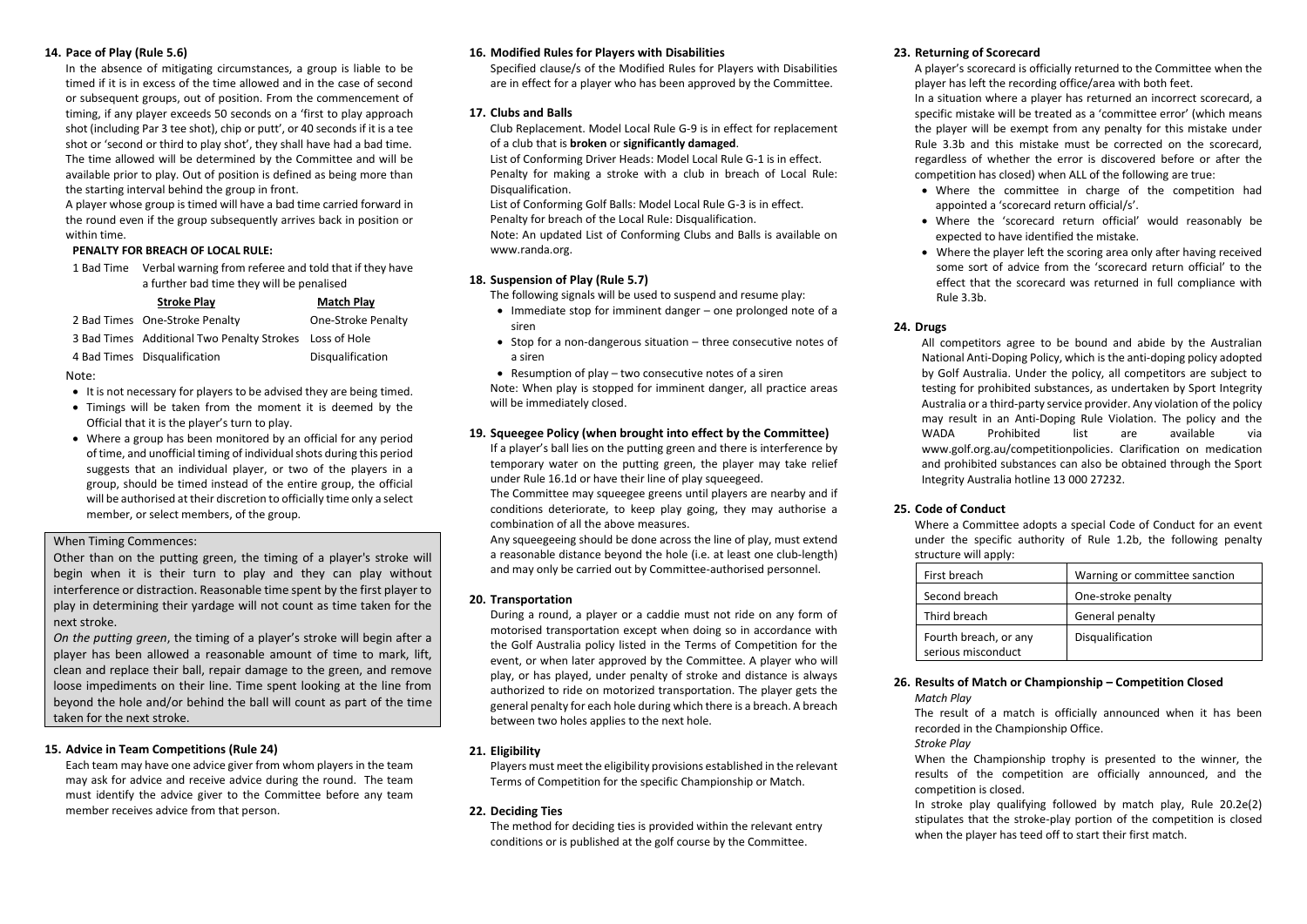## 14. Pace of Play (Rule 5.6)

In the absence of mitigating circumstances, a group is liable to be timed if it is in excess of the time allowed and in the case of second or subsequent groups, out of position. From the commencement of timing, if any player exceeds 50 seconds on a 'first to play approach shot (including Par 3 tee shot), chip or putt', or 40 seconds if it is a tee shot or 'second or third to play shot', they shall have had a bad time. The time allowed will be determined by the Committee and will be available prior to play. Out of position is defined as being more than the starting interval behind the group in front.

A player whose group is timed will have a bad time carried forward in the round even if the group subsequently arrives back in position or within time.

**PENALTY FOR BREACH OF LOCAL RULE:**

| | Stroke Play | Match Play |
|---|---|---|
| 1 Bad Time | Verbal warning from referee and told that if they have a further bad time they will be penalised | |
| 2 Bad Times | One-Stroke Penalty | One-Stroke Penalty |
| 3 Bad Times | Additional Two Penalty Strokes | Loss of Hole |
| 4 Bad Times | Disqualification | Disqualification |

Note:

- It is not necessary for players to be advised they are being timed.
- Timings will be taken from the moment it is deemed by the Official that it is the player's turn to play.
- Where a group has been monitored by an official for any period of time, and unofficial timing of individual shots during this period suggests that an individual player, or two of the players in a group, should be timed instead of the entire group, the official will be authorised at their discretion to officially time only a select member, or select members, of the group.

When Timing Commences:

Other than on the putting green, the timing of a player's stroke will begin when it is their turn to play and they can play without interference or distraction. Reasonable time spent by the first player to play in determining their yardage will not count as time taken for the next stroke.

*On the putting green*, the timing of a player's stroke will begin after a player has been allowed a reasonable amount of time to mark, lift, clean and replace their ball, repair damage to the green, and remove loose impediments on their line. Time spent looking at the line from beyond the hole and/or behind the ball will count as part of the time taken for the next stroke.

## 15. Advice in Team Competitions (Rule 24)

Each team may have one advice giver from whom players in the team may ask for advice and receive advice during the round. The team must identify the advice giver to the Committee before any team member receives advice from that person.

## 16. Modified Rules for Players with Disabilities

Specified clause/s of the Modified Rules for Players with Disabilities are in effect for a player who has been approved by the Committee.

## 17. Clubs and Balls

Club Replacement. Model Local Rule G-9 is in effect for replacement of a club that is **broken** or **significantly damaged**.

List of Conforming Driver Heads: Model Local Rule G-1 is in effect. Penalty for making a stroke with a club in breach of Local Rule: Disqualification.

List of Conforming Golf Balls: Model Local Rule G-3 is in effect. Penalty for breach of the Local Rule: Disqualification.

Note: An updated List of Conforming Clubs and Balls is available on www.randa.org.

## 18. Suspension of Play (Rule 5.7)

The following signals will be used to suspend and resume play:

- Immediate stop for imminent danger – one prolonged note of a siren
- Stop for a non-dangerous situation – three consecutive notes of a siren
- Resumption of play – two consecutive notes of a siren

Note: When play is stopped for imminent danger, all practice areas will be immediately closed.

## 19. Squeegee Policy (when brought into effect by the Committee)

If a player's ball lies on the putting green and there is interference by temporary water on the putting green, the player may take relief under Rule 16.1d or have their line of play squeegeed.

The Committee may squeegee greens until players are nearby and if conditions deteriorate, to keep play going, they may authorise a combination of all the above measures.

Any squeegeeing should be done across the line of play, must extend a reasonable distance beyond the hole (i.e. at least one club-length) and may only be carried out by Committee-authorised personnel.

## 20. Transportation

During a round, a player or a caddie must not ride on any form of motorised transportation except when doing so in accordance with the Golf Australia policy listed in the Terms of Competition for the event, or when later approved by the Committee. A player who will play, or has played, under penalty of stroke and distance is always authorized to ride on motorized transportation. The player gets the general penalty for each hole during which there is a breach. A breach between two holes applies to the next hole.

## 21. Eligibility

Players must meet the eligibility provisions established in the relevant Terms of Competition for the specific Championship or Match.

## 22. Deciding Ties

The method for deciding ties is provided within the relevant entry conditions or is published at the golf course by the Committee.

## 23. Returning of Scorecard

A player's scorecard is officially returned to the Committee when the player has left the recording office/area with both feet.

In a situation where a player has returned an incorrect scorecard, a specific mistake will be treated as a 'committee error' (which means the player will be exempt from any penalty for this mistake under Rule 3.3b and this mistake must be corrected on the scorecard, regardless of whether the error is discovered before or after the competition has closed) when ALL of the following are true:

- Where the committee in charge of the competition had appointed a 'scorecard return official/s'.
- Where the 'scorecard return official' would reasonably be expected to have identified the mistake.
- Where the player left the scoring area only after having received some sort of advice from the 'scorecard return official' to the effect that the scorecard was returned in full compliance with Rule 3.3b.

## 24. Drugs

All competitors agree to be bound and abide by the Australian National Anti-Doping Policy, which is the anti-doping policy adopted by Golf Australia. Under the policy, all competitors are subject to testing for prohibited substances, as undertaken by Sport Integrity Australia or a third-party service provider. Any violation of the policy may result in an Anti-Doping Rule Violation. The policy and the WADA Prohibited list are available via www.golf.org.au/competitionpolicies. Clarification on medication and prohibited substances can also be obtained through the Sport Integrity Australia hotline 13 000 27232.

## 25. Code of Conduct

Where a Committee adopts a special Code of Conduct for an event under the specific authority of Rule 1.2b, the following penalty structure will apply:

| | |
|---|---|
| First breach | Warning or committee sanction |
| Second breach | One-stroke penalty |
| Third breach | General penalty |
| Fourth breach, or any serious misconduct | Disqualification |

## 26. Results of Match or Championship – Competition Closed

*Match Play*

The result of a match is officially announced when it has been recorded in the Championship Office.

*Stroke Play*

When the Championship trophy is presented to the winner, the results of the competition are officially announced, and the competition is closed.

In stroke play qualifying followed by match play, Rule 20.2e(2) stipulates that the stroke-play portion of the competition is closed when the player has teed off to start their first match.